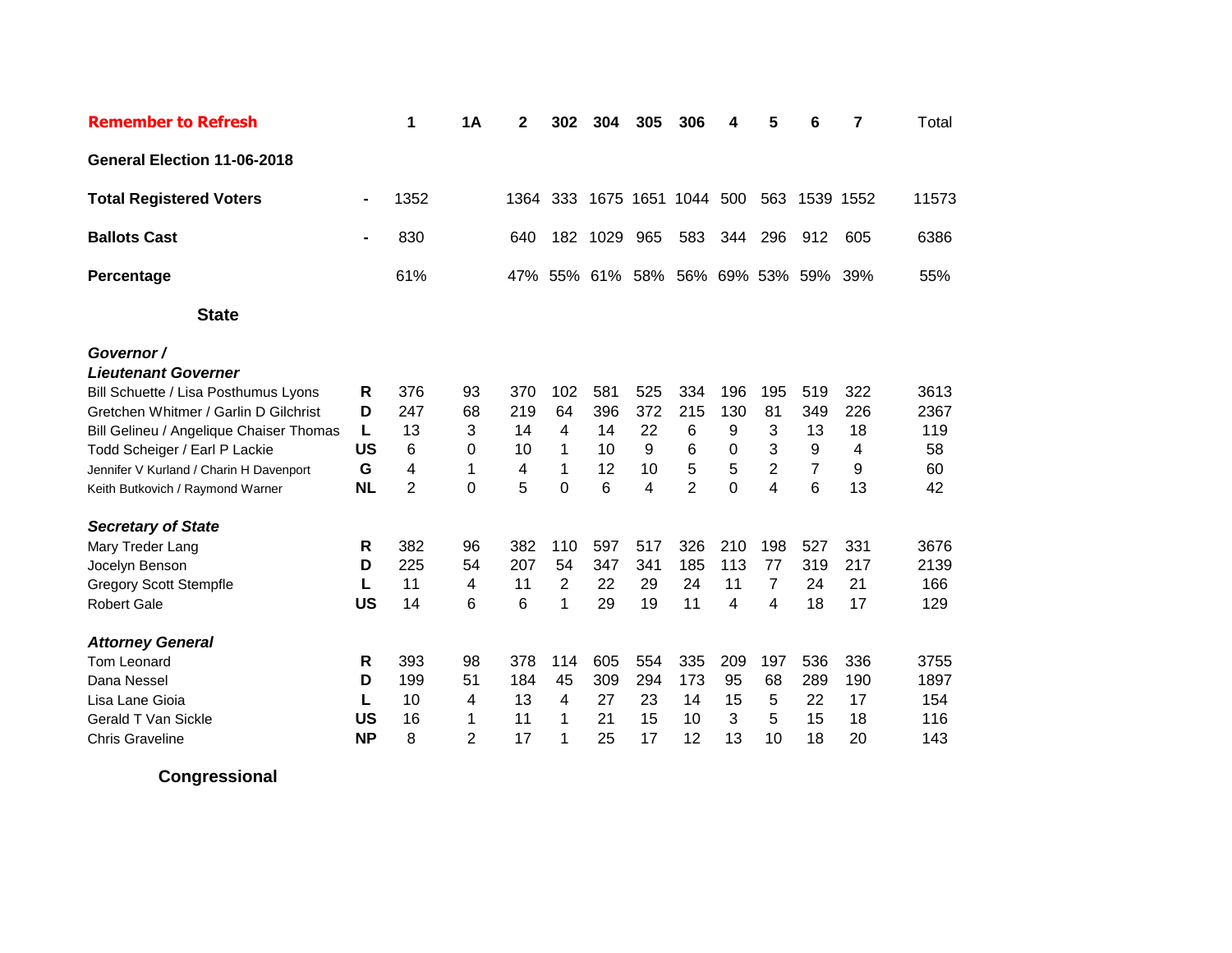| **Remember to Refresh** | | **1** | **1A** | **2** | **302** | **304** | **305** | **306** | **4** | **5** | **6** | **7** | Total |
|---|---|---|---|---|---|---|---|---|---|---|---|---|---|
| **General Election 11-06-2018** | | | | | | | | | | | | | |
| **Total Registered Voters** | - | 1352 | | 1364 | 333 | 1675 | 1651 | 1044 | 500 | 563 | 1539 | 1552 | 11573 |
| **Ballots Cast** | - | 830 | | 640 | 182 | 1029 | 965 | 583 | 344 | 296 | 912 | 605 | 6386 |
| **Percentage** | | 61% | | 47% | 55% | 61% | 58% | 56% | 69% | 53% | 59% | 39% | 55% |
| **State** | | | | | | | | | | | | | |
| ***Governor / Lieutenant Governer*** | | | | | | | | | | | | | |
| Bill Schuette / Lisa Posthumus Lyons | **R** | 376 | 93 | 370 | 102 | 581 | 525 | 334 | 196 | 195 | 519 | 322 | 3613 |
| Gretchen Whitmer / Garlin D Gilchrist | **D** | 247 | 68 | 219 | 64 | 396 | 372 | 215 | 130 | 81 | 349 | 226 | 2367 |
| Bill Gelineu / Angelique Chaiser Thomas | **L** | 13 | 3 | 14 | 4 | 14 | 22 | 6 | 9 | 3 | 13 | 18 | 119 |
| Todd Scheiger / Earl P Lackie | **US** | 6 | 0 | 10 | 1 | 10 | 9 | 6 | 0 | 3 | 9 | 4 | 58 |
| Jennifer V Kurland / Charin H Davenport | **G** | 4 | 1 | 4 | 1 | 12 | 10 | 5 | 5 | 2 | 7 | 9 | 60 |
| Keith Butkovich / Raymond Warner | **NL** | 2 | 0 | 5 | 0 | 6 | 4 | 2 | 0 | 4 | 6 | 13 | 42 |
| ***Secretary of State*** | | | | | | | | | | | | | |
| Mary Treder Lang | **R** | 382 | 96 | 382 | 110 | 597 | 517 | 326 | 210 | 198 | 527 | 331 | 3676 |
| Jocelyn Benson | **D** | 225 | 54 | 207 | 54 | 347 | 341 | 185 | 113 | 77 | 319 | 217 | 2139 |
| Gregory Scott Stempfle | **L** | 11 | 4 | 11 | 2 | 22 | 29 | 24 | 11 | 7 | 24 | 21 | 166 |
| Robert Gale | **US** | 14 | 6 | 6 | 1 | 29 | 19 | 11 | 4 | 4 | 18 | 17 | 129 |
| ***Attorney General*** | | | | | | | | | | | | | |
| Tom Leonard | **R** | 393 | 98 | 378 | 114 | 605 | 554 | 335 | 209 | 197 | 536 | 336 | 3755 |
| Dana Nessel | **D** | 199 | 51 | 184 | 45 | 309 | 294 | 173 | 95 | 68 | 289 | 190 | 1897 |
| Lisa Lane Gioia | **L** | 10 | 4 | 13 | 4 | 27 | 23 | 14 | 15 | 5 | 22 | 17 | 154 |
| Gerald T Van Sickle | **US** | 16 | 1 | 11 | 1 | 21 | 15 | 10 | 3 | 5 | 15 | 18 | 116 |
| Chris Graveline | **NP** | 8 | 2 | 17 | 1 | 25 | 17 | 12 | 13 | 10 | 18 | 20 | 143 |

**Congressional**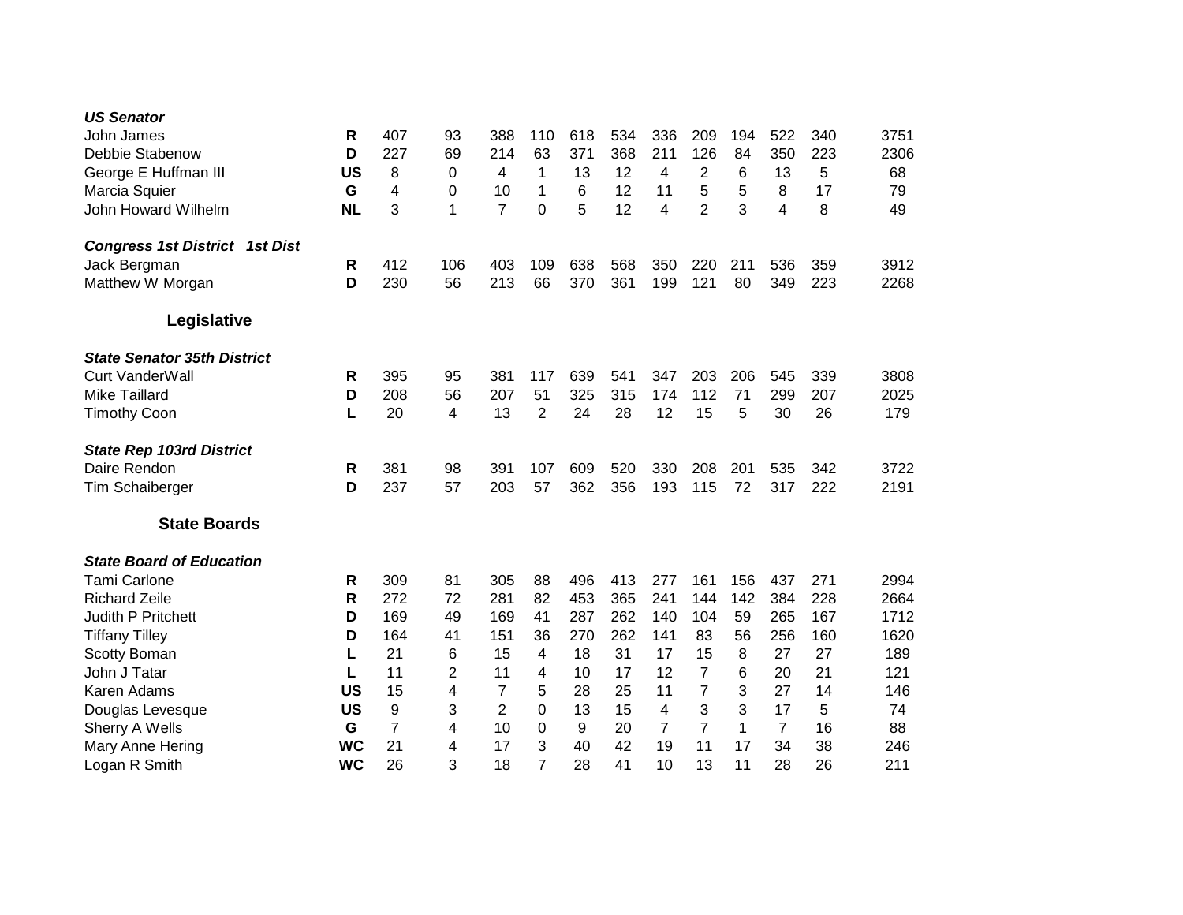| | | | | | | | | | | | | | |
|---|---|---|---|---|---|---|---|---|---|---|---|---|---|
| ***US Senator*** | | | | | | | | | | | | | |
| John James | **R** | 407 | 93 | 388 | 110 | 618 | 534 | 336 | 209 | 194 | 522 | 340 | 3751 |
| Debbie Stabenow | **D** | 227 | 69 | 214 | 63 | 371 | 368 | 211 | 126 | 84 | 350 | 223 | 2306 |
| George E Huffman III | **US** | 8 | 0 | 4 | 1 | 13 | 12 | 4 | 2 | 6 | 13 | 5 | 68 |
| Marcia Squier | **G** | 4 | 0 | 10 | 1 | 6 | 12 | 11 | 5 | 5 | 8 | 17 | 79 |
| John Howard Wilhelm | **NL** | 3 | 1 | 7 | 0 | 5 | 12 | 4 | 2 | 3 | 4 | 8 | 49 |
| ***Congress 1st District 1st Dist*** | | | | | | | | | | | | | |
| Jack Bergman | **R** | 412 | 106 | 403 | 109 | 638 | 568 | 350 | 220 | 211 | 536 | 359 | 3912 |
| Matthew W Morgan | **D** | 230 | 56 | 213 | 66 | 370 | 361 | 199 | 121 | 80 | 349 | 223 | 2268 |
| **Legislative** | | | | | | | | | | | | | |
| ***State Senator 35th District*** | | | | | | | | | | | | | |
| Curt VanderWall | **R** | 395 | 95 | 381 | 117 | 639 | 541 | 347 | 203 | 206 | 545 | 339 | 3808 |
| Mike Taillard | **D** | 208 | 56 | 207 | 51 | 325 | 315 | 174 | 112 | 71 | 299 | 207 | 2025 |
| Timothy Coon | **L** | 20 | 4 | 13 | 2 | 24 | 28 | 12 | 15 | 5 | 30 | 26 | 179 |
| ***State Rep 103rd District*** | | | | | | | | | | | | | |
| Daire Rendon | **R** | 381 | 98 | 391 | 107 | 609 | 520 | 330 | 208 | 201 | 535 | 342 | 3722 |
| Tim Schaiberger | **D** | 237 | 57 | 203 | 57 | 362 | 356 | 193 | 115 | 72 | 317 | 222 | 2191 |
| **State Boards** | | | | | | | | | | | | | |
| ***State Board of Education*** | | | | | | | | | | | | | |
| Tami Carlone | **R** | 309 | 81 | 305 | 88 | 496 | 413 | 277 | 161 | 156 | 437 | 271 | 2994 |
| Richard Zeile | **R** | 272 | 72 | 281 | 82 | 453 | 365 | 241 | 144 | 142 | 384 | 228 | 2664 |
| Judith P Pritchett | **D** | 169 | 49 | 169 | 41 | 287 | 262 | 140 | 104 | 59 | 265 | 167 | 1712 |
| Tiffany Tilley | **D** | 164 | 41 | 151 | 36 | 270 | 262 | 141 | 83 | 56 | 256 | 160 | 1620 |
| Scotty Boman | **L** | 21 | 6 | 15 | 4 | 18 | 31 | 17 | 15 | 8 | 27 | 27 | 189 |
| John J Tatar | **L** | 11 | 2 | 11 | 4 | 10 | 17 | 12 | 7 | 6 | 20 | 21 | 121 |
| Karen Adams | **US** | 15 | 4 | 7 | 5 | 28 | 25 | 11 | 7 | 3 | 27 | 14 | 146 |
| Douglas Levesque | **US** | 9 | 3 | 2 | 0 | 13 | 15 | 4 | 3 | 3 | 17 | 5 | 74 |
| Sherry A Wells | **G** | 7 | 4 | 10 | 0 | 9 | 20 | 7 | 7 | 1 | 7 | 16 | 88 |
| Mary Anne Hering | **WC** | 21 | 4 | 17 | 3 | 40 | 42 | 19 | 11 | 17 | 34 | 38 | 246 |
| Logan R Smith | **WC** | 26 | 3 | 18 | 7 | 28 | 41 | 10 | 13 | 11 | 28 | 26 | 211 |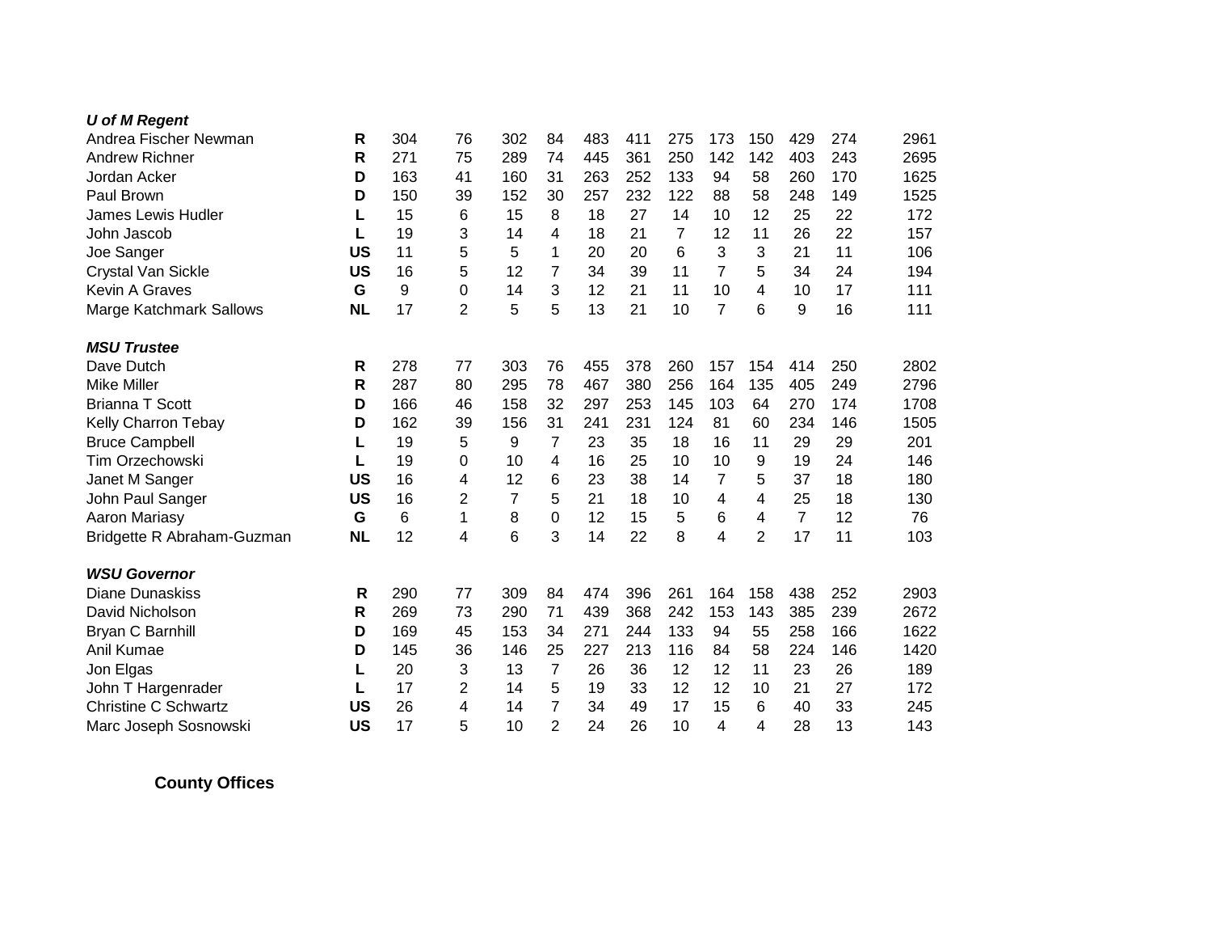| | | | | | | | | | | | | | |
|---|---|---|---|---|---|---|---|---|---|---|---|---|---|
| ***U of M Regent*** | | | | | | | | | | | | | |
| Andrea Fischer Newman | **R** | 304 | 76 | 302 | 84 | 483 | 411 | 275 | 173 | 150 | 429 | 274 | 2961 |
| Andrew Richner | **R** | 271 | 75 | 289 | 74 | 445 | 361 | 250 | 142 | 142 | 403 | 243 | 2695 |
| Jordan Acker | **D** | 163 | 41 | 160 | 31 | 263 | 252 | 133 | 94 | 58 | 260 | 170 | 1625 |
| Paul Brown | **D** | 150 | 39 | 152 | 30 | 257 | 232 | 122 | 88 | 58 | 248 | 149 | 1525 |
| James Lewis Hudler | **L** | 15 | 6 | 15 | 8 | 18 | 27 | 14 | 10 | 12 | 25 | 22 | 172 |
| John Jascob | **L** | 19 | 3 | 14 | 4 | 18 | 21 | 7 | 12 | 11 | 26 | 22 | 157 |
| Joe Sanger | **US** | 11 | 5 | 5 | 1 | 20 | 20 | 6 | 3 | 3 | 21 | 11 | 106 |
| Crystal Van Sickle | **US** | 16 | 5 | 12 | 7 | 34 | 39 | 11 | 7 | 5 | 34 | 24 | 194 |
| Kevin A Graves | **G** | 9 | 0 | 14 | 3 | 12 | 21 | 11 | 10 | 4 | 10 | 17 | 111 |
| Marge Katchmark Sallows | **NL** | 17 | 2 | 5 | 5 | 13 | 21 | 10 | 7 | 6 | 9 | 16 | 111 |
| ***MSU Trustee*** | | | | | | | | | | | | | |
| Dave Dutch | **R** | 278 | 77 | 303 | 76 | 455 | 378 | 260 | 157 | 154 | 414 | 250 | 2802 |
| Mike Miller | **R** | 287 | 80 | 295 | 78 | 467 | 380 | 256 | 164 | 135 | 405 | 249 | 2796 |
| Brianna T Scott | **D** | 166 | 46 | 158 | 32 | 297 | 253 | 145 | 103 | 64 | 270 | 174 | 1708 |
| Kelly Charron Tebay | **D** | 162 | 39 | 156 | 31 | 241 | 231 | 124 | 81 | 60 | 234 | 146 | 1505 |
| Bruce Campbell | **L** | 19 | 5 | 9 | 7 | 23 | 35 | 18 | 16 | 11 | 29 | 29 | 201 |
| Tim Orzechowski | **L** | 19 | 0 | 10 | 4 | 16 | 25 | 10 | 10 | 9 | 19 | 24 | 146 |
| Janet M Sanger | **US** | 16 | 4 | 12 | 6 | 23 | 38 | 14 | 7 | 5 | 37 | 18 | 180 |
| John Paul Sanger | **US** | 16 | 2 | 7 | 5 | 21 | 18 | 10 | 4 | 4 | 25 | 18 | 130 |
| Aaron Mariasy | **G** | 6 | 1 | 8 | 0 | 12 | 15 | 5 | 6 | 4 | 7 | 12 | 76 |
| Bridgette R Abraham-Guzman | **NL** | 12 | 4 | 6 | 3 | 14 | 22 | 8 | 4 | 2 | 17 | 11 | 103 |
| ***WSU Governor*** | | | | | | | | | | | | | |
| Diane Dunaskiss | **R** | 290 | 77 | 309 | 84 | 474 | 396 | 261 | 164 | 158 | 438 | 252 | 2903 |
| David Nicholson | **R** | 269 | 73 | 290 | 71 | 439 | 368 | 242 | 153 | 143 | 385 | 239 | 2672 |
| Bryan C Barnhill | **D** | 169 | 45 | 153 | 34 | 271 | 244 | 133 | 94 | 55 | 258 | 166 | 1622 |
| Anil Kumae | **D** | 145 | 36 | 146 | 25 | 227 | 213 | 116 | 84 | 58 | 224 | 146 | 1420 |
| Jon Elgas | **L** | 20 | 3 | 13 | 7 | 26 | 36 | 12 | 12 | 11 | 23 | 26 | 189 |
| John T Hargenrader | **L** | 17 | 2 | 14 | 5 | 19 | 33 | 12 | 12 | 10 | 21 | 27 | 172 |
| Christine C Schwartz | **US** | 26 | 4 | 14 | 7 | 34 | 49 | 17 | 15 | 6 | 40 | 33 | 245 |
| Marc Joseph Sosnowski | **US** | 17 | 5 | 10 | 2 | 24 | 26 | 10 | 4 | 4 | 28 | 13 | 143 |

## County Offices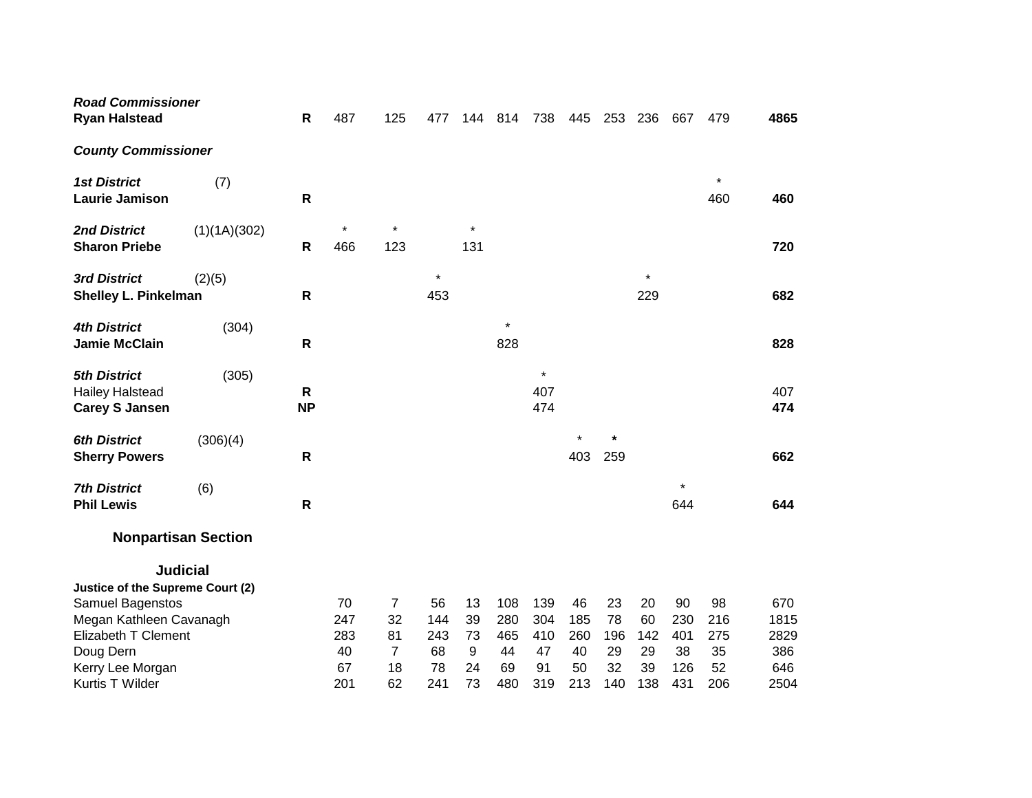| | | | | | | | | | | | | | | |
|---|---|---|---|---|---|---|---|---|---|---|---|---|---|---|
| ***Road Commissioner*** | | | | | | | | | | | | | | |
| **Ryan Halstead** | | **R** | 487 | 125 | 477 | 144 | 814 | 738 | 445 | 253 | 236 | 667 | 479 | **4865** |
| ***County Commissioner*** | | | | | | | | | | | | | | |
| ***1st District*** | (7) | | | | | | | | | | | | * | |
| **Laurie Jamison** | | **R** | | | | | | | | | | | 460 | **460** |
| ***2nd District*** | (1)(1A)(302) | | * | * | | * | | | | | | | | |
| **Sharon Priebe** | | **R** | 466 | 123 | | 131 | | | | | | | | **720** |
| ***3rd District*** | (2)(5) | | | | * | | | | | | * | | | |
| **Shelley L. Pinkelman** | | **R** | | | 453 | | | | | | 229 | | | **682** |
| ***4th District*** | (304) | | | | | | * | | | | | | | |
| **Jamie McClain** | | **R** | | | | | 828 | | | | | | | **828** |
| ***5th District*** | (305) | | | | | | | * | | | | | | |
| Hailey Halstead | | **R** | | | | | | 407 | | | | | | 407 |
| **Carey S Jansen** | | **NP** | | | | | | 474 | | | | | | **474** |
| ***6th District*** | (306)(4) | | | | | | | | * | * | | | | |
| **Sherry Powers** | | **R** | | | | | | | 403 | 259 | | | | **662** |
| ***7th District*** | (6) | | | | | | | | | | | * | | |
| **Phil Lewis** | | **R** | | | | | | | | | | 644 | | **644** |

## Nonpartisan Section

### Judicial

| | | | | | | | | | | | | |
|---|---|---|---|---|---|---|---|---|---|---|---|---|
| **Justice of the Supreme Court (2)** | | | | | | | | | | | | |
| Samuel Bagenstos | 70 | 7 | 56 | 13 | 108 | 139 | 46 | 23 | 20 | 90 | 98 | 670 |
| Megan Kathleen Cavanagh | 247 | 32 | 144 | 39 | 280 | 304 | 185 | 78 | 60 | 230 | 216 | 1815 |
| Elizabeth T Clement | 283 | 81 | 243 | 73 | 465 | 410 | 260 | 196 | 142 | 401 | 275 | 2829 |
| Doug Dern | 40 | 7 | 68 | 9 | 44 | 47 | 40 | 29 | 29 | 38 | 35 | 386 |
| Kerry Lee Morgan | 67 | 18 | 78 | 24 | 69 | 91 | 50 | 32 | 39 | 126 | 52 | 646 |
| Kurtis T Wilder | 201 | 62 | 241 | 73 | 480 | 319 | 213 | 140 | 138 | 431 | 206 | 2504 |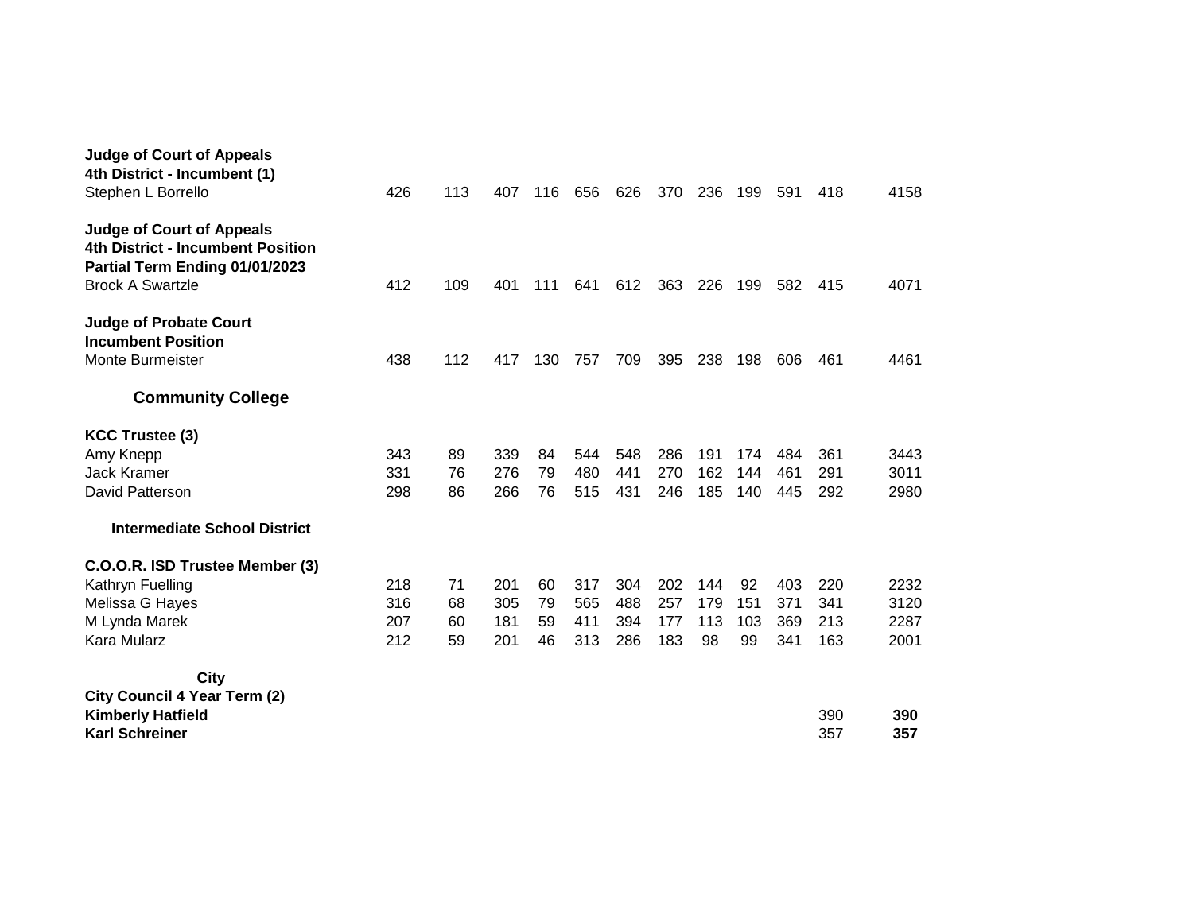| | | | | | | | | | | | | |
|---|---|---|---|---|---|---|---|---|---|---|---|---|
| **Judge of Court of Appeals 4th District - Incumbent (1)** | | | | | | | | | | | | |
| Stephen L Borrello | 426 | 113 | 407 | 116 | 656 | 626 | 370 | 236 | 199 | 591 | 418 | 4158 |
| **Judge of Court of Appeals 4th District - Incumbent Position Partial Term Ending 01/01/2023** | | | | | | | | | | | | |
| Brock A Swartzle | 412 | 109 | 401 | 111 | 641 | 612 | 363 | 226 | 199 | 582 | 415 | 4071 |
| **Judge of Probate Court Incumbent Position** | | | | | | | | | | | | |
| Monte Burmeister | 438 | 112 | 417 | 130 | 757 | 709 | 395 | 238 | 198 | 606 | 461 | 4461 |
| **Community College** | | | | | | | | | | | | |
| **KCC Trustee (3)** | | | | | | | | | | | | |
| Amy Knepp | 343 | 89 | 339 | 84 | 544 | 548 | 286 | 191 | 174 | 484 | 361 | 3443 |
| Jack Kramer | 331 | 76 | 276 | 79 | 480 | 441 | 270 | 162 | 144 | 461 | 291 | 3011 |
| David Patterson | 298 | 86 | 266 | 76 | 515 | 431 | 246 | 185 | 140 | 445 | 292 | 2980 |
| **Intermediate School District** | | | | | | | | | | | | |
| **C.O.O.R. ISD Trustee Member (3)** | | | | | | | | | | | | |
| Kathryn Fuelling | 218 | 71 | 201 | 60 | 317 | 304 | 202 | 144 | 92 | 403 | 220 | 2232 |
| Melissa G Hayes | 316 | 68 | 305 | 79 | 565 | 488 | 257 | 179 | 151 | 371 | 341 | 3120 |
| M Lynda Marek | 207 | 60 | 181 | 59 | 411 | 394 | 177 | 113 | 103 | 369 | 213 | 2287 |
| Kara Mularz | 212 | 59 | 201 | 46 | 313 | 286 | 183 | 98 | 99 | 341 | 163 | 2001 |
| **City** | | | | | | | | | | | | |
| **City Council 4 Year Term (2)** | | | | | | | | | | | | |
| **Kimberly Hatfield** | | | | | | | | | | | 390 | **390** |
| **Karl Schreiner** | | | | | | | | | | | 357 | **357** |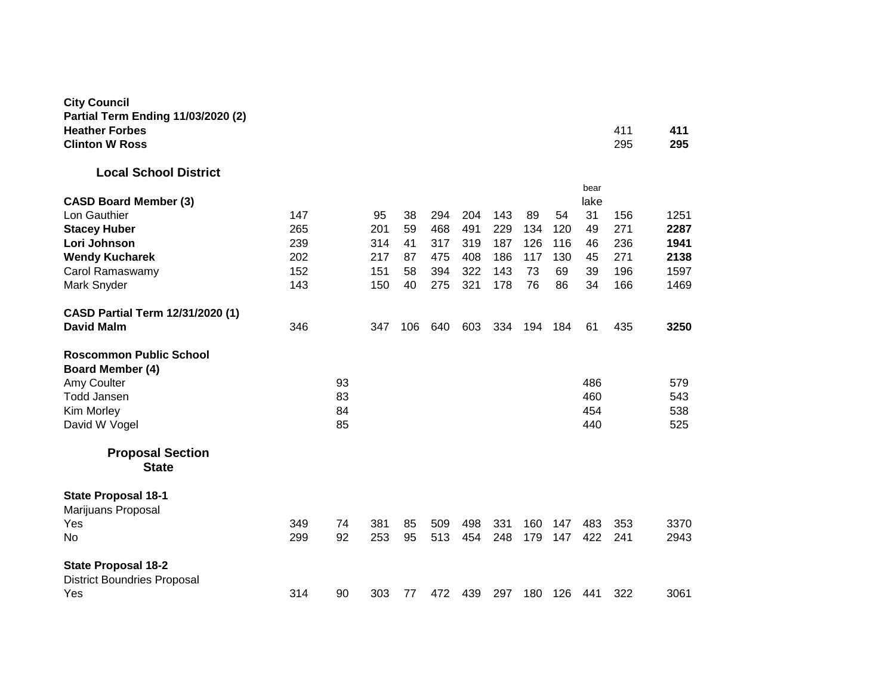| | | | | | | | | | | bear lake | | |
|---|---|---|---|---|---|---|---|---|---|---|---|---|
| **City Council** | | | | | | | | | | | | |
| **Partial Term Ending 11/03/2020 (2)** | | | | | | | | | | | | |
| **Heather Forbes** | | | | | | | | | | | 411 | **411** |
| **Clinton W Ross** | | | | | | | | | | | 295 | **295** |
| **Local School District** | | | | | | | | | | | | |
| **CASD Board Member (3)** | | | | | | | | | | | | |
| Lon Gauthier | 147 | | 95 | 38 | 294 | 204 | 143 | 89 | 54 | 31 | 156 | 1251 |
| **Stacey Huber** | 265 | | 201 | 59 | 468 | 491 | 229 | 134 | 120 | 49 | 271 | **2287** |
| **Lori Johnson** | 239 | | 314 | 41 | 317 | 319 | 187 | 126 | 116 | 46 | 236 | **1941** |
| **Wendy Kucharek** | 202 | | 217 | 87 | 475 | 408 | 186 | 117 | 130 | 45 | 271 | **2138** |
| Carol Ramaswamy | 152 | | 151 | 58 | 394 | 322 | 143 | 73 | 69 | 39 | 196 | 1597 |
| Mark Snyder | 143 | | 150 | 40 | 275 | 321 | 178 | 76 | 86 | 34 | 166 | 1469 |
| **CASD Partial Term 12/31/2020 (1)** | | | | | | | | | | | | |
| **David Malm** | 346 | | 347 | 106 | 640 | 603 | 334 | 194 | 184 | 61 | 435 | **3250** |
| **Roscommon Public School Board Member (4)** | | | | | | | | | | | | |
| Amy Coulter | | 93 | | | | | | | | 486 | | 579 |
| Todd Jansen | | 83 | | | | | | | | 460 | | 543 |
| Kim Morley | | 84 | | | | | | | | 454 | | 538 |
| David W Vogel | | 85 | | | | | | | | 440 | | 525 |
| **Proposal Section State** | | | | | | | | | | | | |
| **State Proposal 18-1** | | | | | | | | | | | | |
| Marijuans Proposal | | | | | | | | | | | | |
| Yes | 349 | 74 | 381 | 85 | 509 | 498 | 331 | 160 | 147 | 483 | 353 | 3370 |
| No | 299 | 92 | 253 | 95 | 513 | 454 | 248 | 179 | 147 | 422 | 241 | 2943 |
| **State Proposal 18-2** | | | | | | | | | | | | |
| District Boundries Proposal | | | | | | | | | | | | |
| Yes | 314 | 90 | 303 | 77 | 472 | 439 | 297 | 180 | 126 | 441 | 322 | 3061 |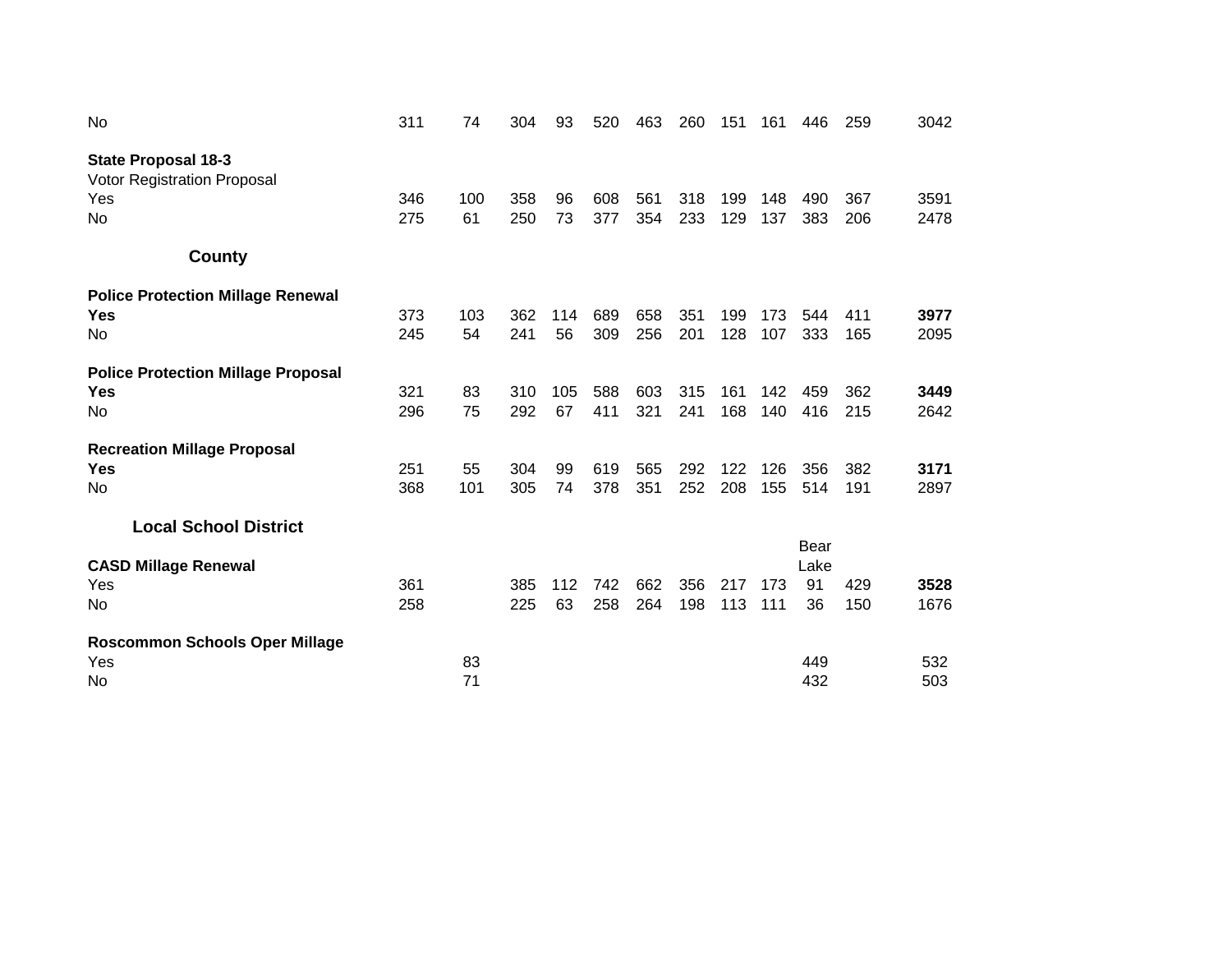| | | | | | | | | | | | | |
|---|---|---|---|---|---|---|---|---|---|---|---|---|
| No | 311 | 74 | 304 | 93 | 520 | 463 | 260 | 151 | 161 | 446 | 259 | 3042 |
| | | | | | | | | | | | | |
| **State Proposal 18-3** | | | | | | | | | | | | |
| Votor Registration Proposal | | | | | | | | | | | | |
| Yes | 346 | 100 | 358 | 96 | 608 | 561 | 318 | 199 | 148 | 490 | 367 | 3591 |
| No | 275 | 61 | 250 | 73 | 377 | 354 | 233 | 129 | 137 | 383 | 206 | 2478 |
| | | | | | | | | | | | | |
| **County** | | | | | | | | | | | | |
| | | | | | | | | | | | | |
| **Police Protection Millage Renewal** | | | | | | | | | | | | |
| **Yes** | 373 | 103 | 362 | 114 | 689 | 658 | 351 | 199 | 173 | 544 | 411 | **3977** |
| No | 245 | 54 | 241 | 56 | 309 | 256 | 201 | 128 | 107 | 333 | 165 | 2095 |
| | | | | | | | | | | | | |
| **Police Protection Millage Proposal** | | | | | | | | | | | | |
| **Yes** | 321 | 83 | 310 | 105 | 588 | 603 | 315 | 161 | 142 | 459 | 362 | **3449** |
| No | 296 | 75 | 292 | 67 | 411 | 321 | 241 | 168 | 140 | 416 | 215 | 2642 |
| | | | | | | | | | | | | |
| **Recreation Millage Proposal** | | | | | | | | | | | | |
| **Yes** | 251 | 55 | 304 | 99 | 619 | 565 | 292 | 122 | 126 | 356 | 382 | **3171** |
| No | 368 | 101 | 305 | 74 | 378 | 351 | 252 | 208 | 155 | 514 | 191 | 2897 |
| | | | | | | | | | | | | |
| **Local School District** | | | | | | | | | | | | |
| **CASD Millage Renewal** | | | | | | | | | | Bear Lake | | |
| Yes | 361 | | 385 | 112 | 742 | 662 | 356 | 217 | 173 | 91 | 429 | **3528** |
| No | 258 | | 225 | 63 | 258 | 264 | 198 | 113 | 111 | 36 | 150 | 1676 |
| | | | | | | | | | | | | |
| **Roscommon Schools Oper Millage** | | | | | | | | | | | | |
| Yes | | 83 | | | | | | | | 449 | | 532 |
| No | | 71 | | | | | | | | 432 | | 503 |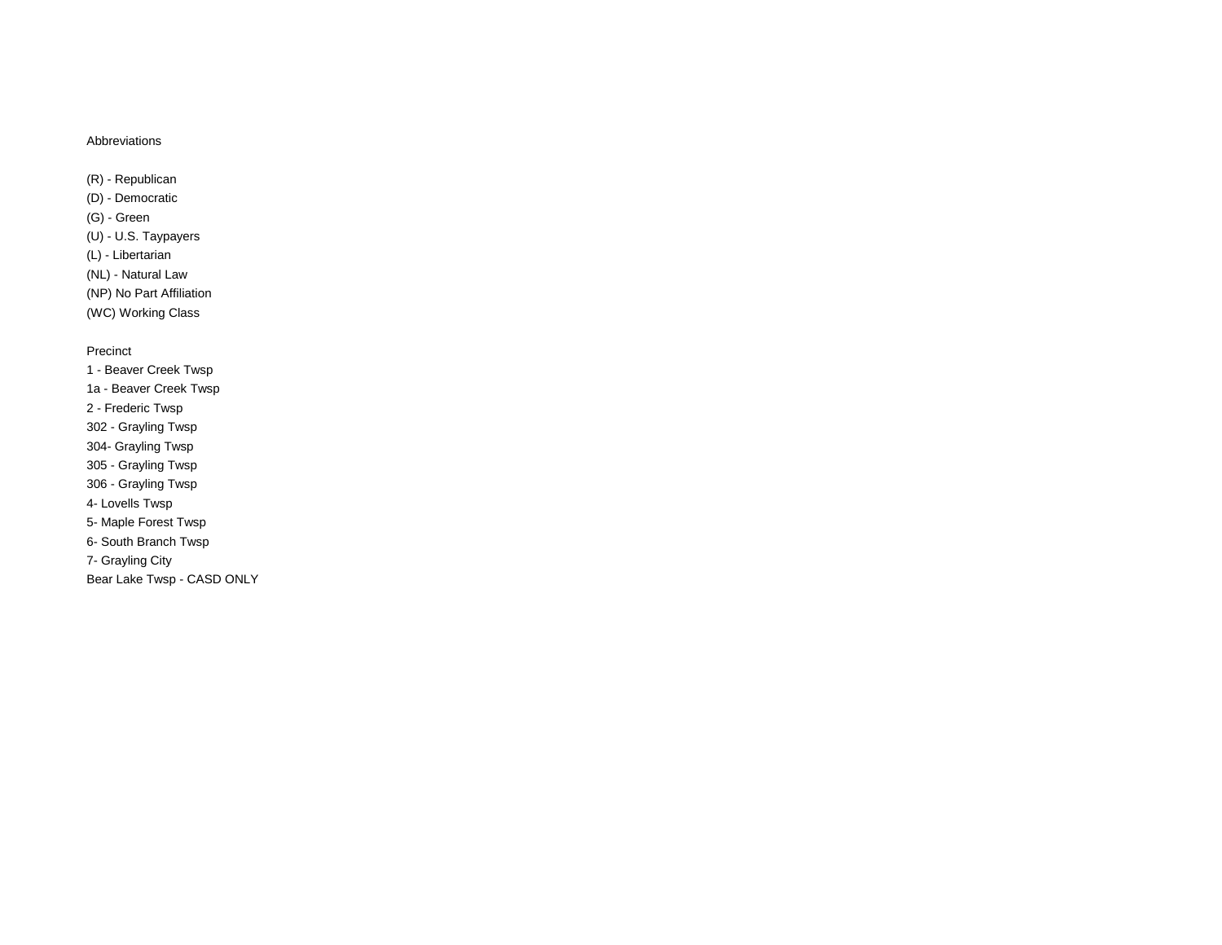Abbreviations

(R) - Republican
(D) - Democratic
(G) - Green
(U) - U.S. Taypayers
(L) - Libertarian
(NL) - Natural Law
(NP) No Part Affiliation
(WC) Working Class

Precinct
1 - Beaver Creek Twsp
1a - Beaver Creek Twsp
2 - Frederic Twsp
302 - Grayling Twsp
304- Grayling Twsp
305 - Grayling Twsp
306 - Grayling Twsp
4- Lovells Twsp
5- Maple Forest Twsp
6- South Branch Twsp
7- Grayling City
Bear Lake Twsp - CASD ONLY